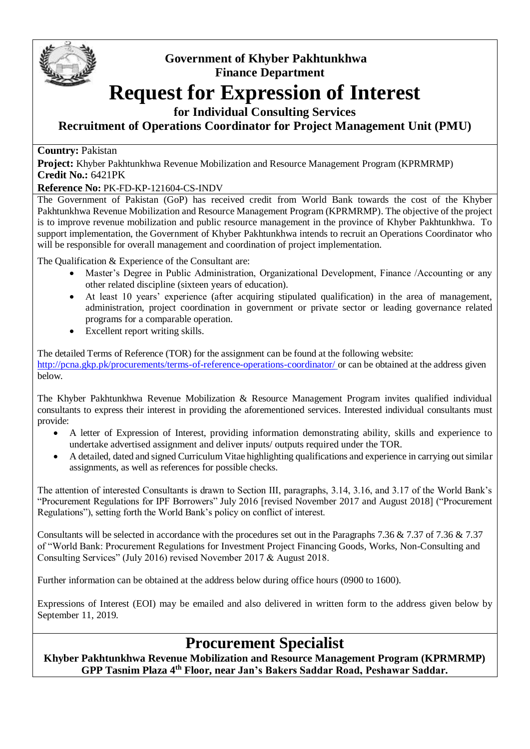**Government of Khyber Pakhtunkhwa**
**Finance Department**

# Request for Expression of Interest

### for Individual Consulting Services

### Recruitment of Operations Coordinator for Project Management Unit (PMU)

**Country:** Pakistan

**Project:** Khyber Pakhtunkhwa Revenue Mobilization and Resource Management Program (KPRMRMP)

**Credit No.:** 6421PK

**Reference No:** PK-FD-KP-121604-CS-INDV

The Government of Pakistan (GoP) has received credit from World Bank towards the cost of the Khyber Pakhtunkhwa Revenue Mobilization and Resource Management Program (KPRMRMP). The objective of the project is to improve revenue mobilization and public resource management in the province of Khyber Pakhtunkhwa. To support implementation, the Government of Khyber Pakhtunkhwa intends to recruit an Operations Coordinator who will be responsible for overall management and coordination of project implementation.

The Qualification & Experience of the Consultant are:

- Master's Degree in Public Administration, Organizational Development, Finance /Accounting or any other related discipline (sixteen years of education).
- At least 10 years' experience (after acquiring stipulated qualification) in the area of management, administration, project coordination in government or private sector or leading governance related programs for a comparable operation.
- Excellent report writing skills.

The detailed Terms of Reference (TOR) for the assignment can be found at the following website: http://pcna.gkp.pk/procurements/terms-of-reference-operations-coordinator/ or can be obtained at the address given below.

The Khyber Pakhtunkhwa Revenue Mobilization & Resource Management Program invites qualified individual consultants to express their interest in providing the aforementioned services. Interested individual consultants must provide:

- A letter of Expression of Interest, providing information demonstrating ability, skills and experience to undertake advertised assignment and deliver inputs/ outputs required under the TOR.
- A detailed, dated and signed Curriculum Vitae highlighting qualifications and experience in carrying out similar assignments, as well as references for possible checks.

The attention of interested Consultants is drawn to Section III, paragraphs, 3.14, 3.16, and 3.17 of the World Bank's "Procurement Regulations for IPF Borrowers" July 2016 [revised November 2017 and August 2018] ("Procurement Regulations"), setting forth the World Bank's policy on conflict of interest.

Consultants will be selected in accordance with the procedures set out in the Paragraphs 7.36 & 7.37 of 7.36 & 7.37 of "World Bank: Procurement Regulations for Investment Project Financing Goods, Works, Non-Consulting and Consulting Services" (July 2016) revised November 2017 & August 2018.

Further information can be obtained at the address below during office hours (0900 to 1600).

Expressions of Interest (EOI) may be emailed and also delivered in written form to the address given below by September 11, 2019.

## Procurement Specialist

**Khyber Pakhtunkhwa Revenue Mobilization and Resource Management Program (KPRMRMP)**
**GPP Tasnim Plaza 4th Floor, near Jan's Bakers Saddar Road, Peshawar Saddar.**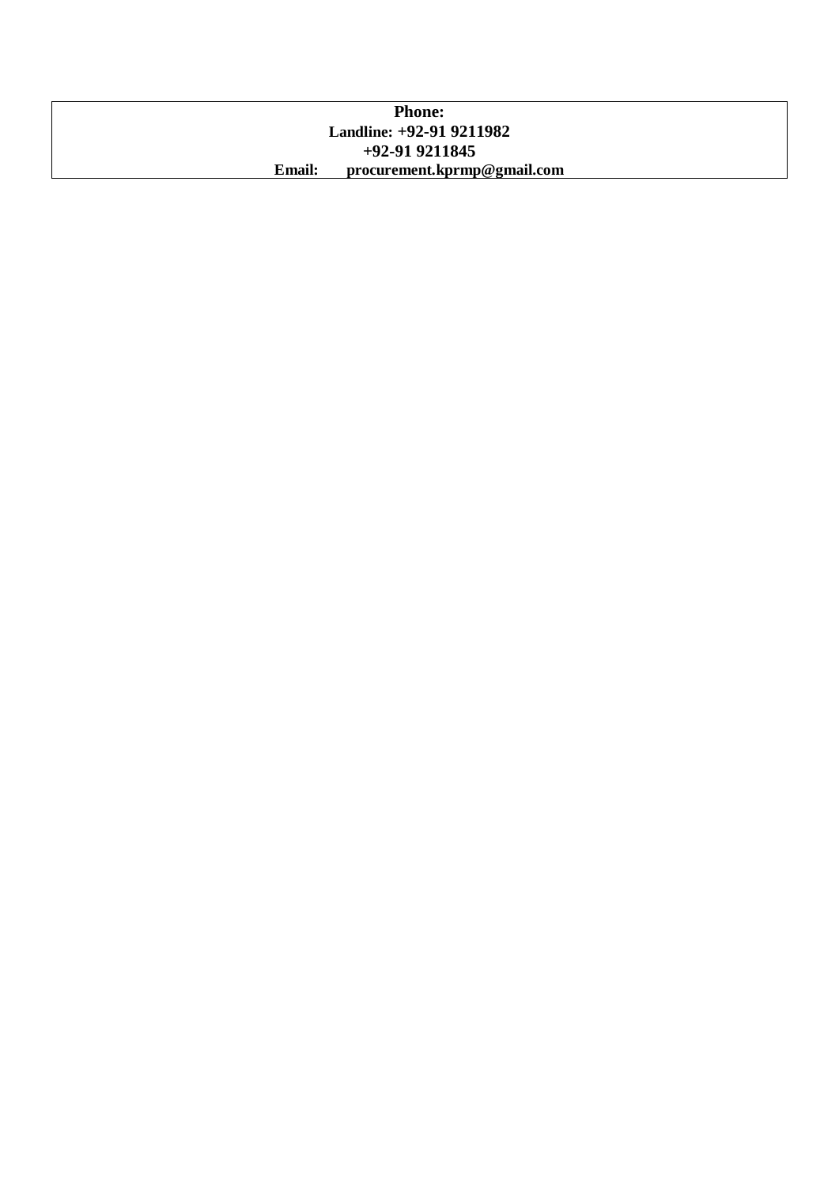**Phone:**
**Landline: +92-91 9211982**
**+92-91 9211845**
**Email: procurement.kprmp@gmail.com**